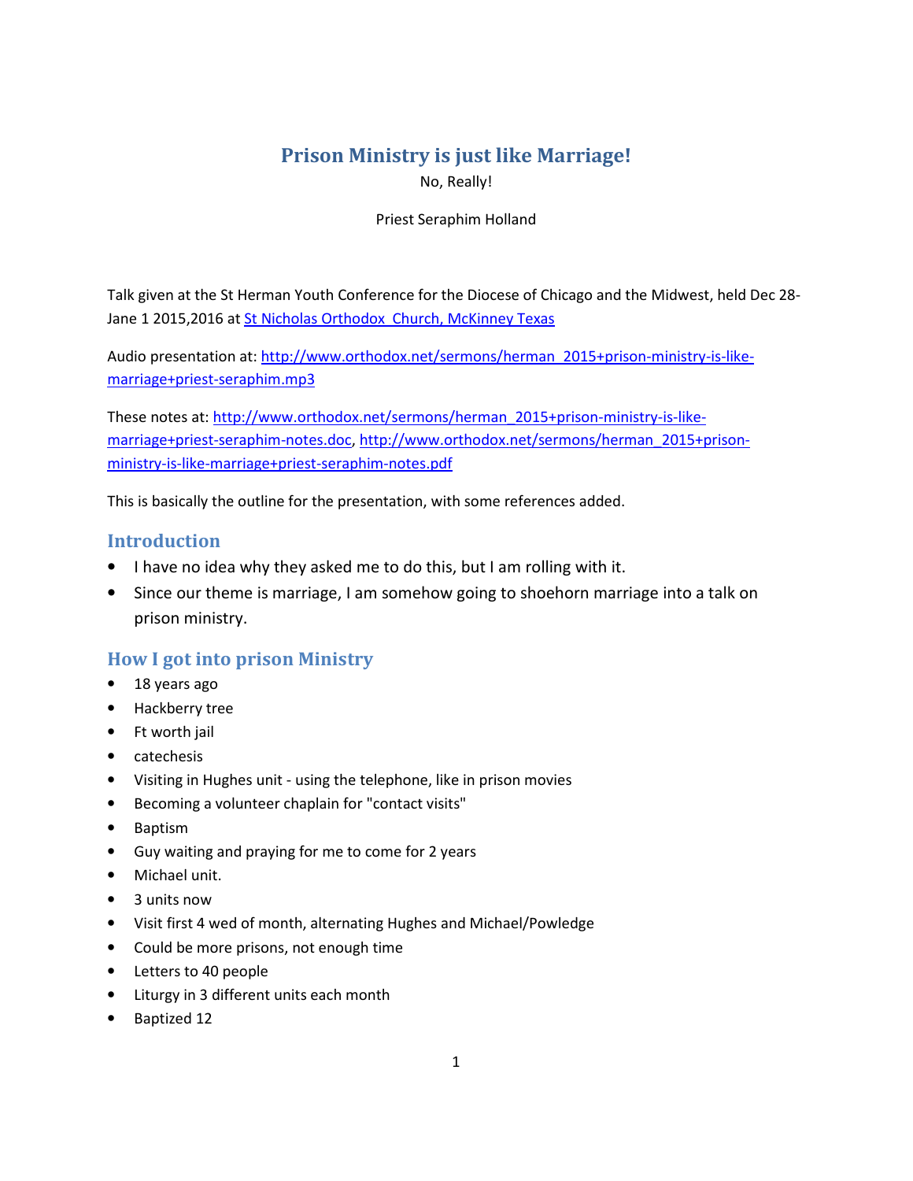# Prison Ministry is just like Marriage!

No, Really!

Priest Seraphim Holland

Talk given at the St Herman Youth Conference for the Diocese of Chicago and the Midwest, held Dec 28-Jane 1 2015,2016 at [St Nicholas Orthodox Church, McKinney Texas](#)

Audio presentation at: [http://www.orthodox.net/sermons/herman_2015+prison-ministry-is-like-marriage+priest-seraphim.mp3](http://www.orthodox.net/sermons/herman_2015+prison-ministry-is-like-marriage+priest-seraphim.mp3)

These notes at: [http://www.orthodox.net/sermons/herman_2015+prison-ministry-is-like-marriage+priest-seraphim-notes.doc](http://www.orthodox.net/sermons/herman_2015+prison-ministry-is-like-marriage+priest-seraphim-notes.doc), [http://www.orthodox.net/sermons/herman_2015+prison-ministry-is-like-marriage+priest-seraphim-notes.pdf](http://www.orthodox.net/sermons/herman_2015+prison-ministry-is-like-marriage+priest-seraphim-notes.pdf)

This is basically the outline for the presentation, with some references added.

## Introduction

- I have no idea why they asked me to do this, but I am rolling with it.
- Since our theme is marriage, I am somehow going to shoehorn marriage into a talk on prison ministry.

## How I got into prison Ministry

- 18 years ago
- Hackberry tree
- Ft worth jail
- catechesis
- Visiting in Hughes unit - using the telephone, like in prison movies
- Becoming a volunteer chaplain for "contact visits"
- Baptism
- Guy waiting and praying for me to come for 2 years
- Michael unit.
- 3 units now
- Visit first 4 wed of month, alternating Hughes and Michael/Powledge
- Could be more prisons, not enough time
- Letters to 40 people
- Liturgy in 3 different units each month
- Baptized 12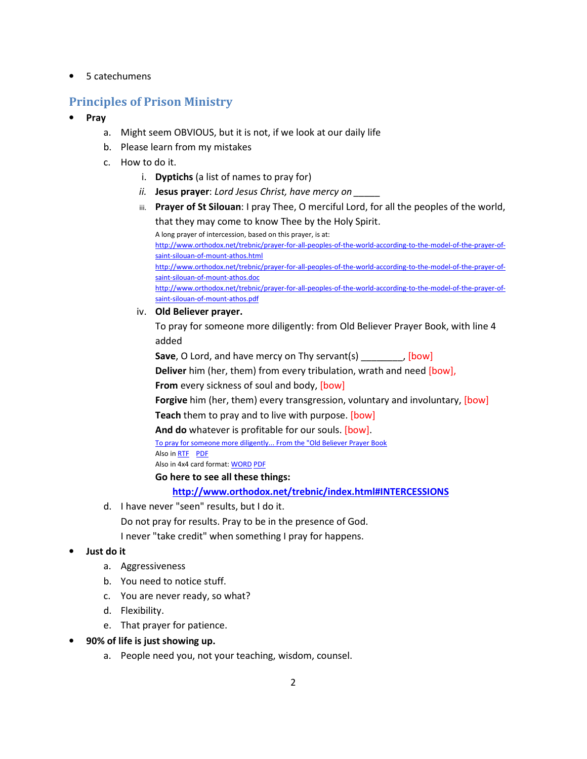- 5 catechumens

## Principles of Prison Ministry

- **Pray**
  a. Might seem OBVIOUS, but it is not, if we look at our daily life
  b. Please learn from my mistakes
  c. How to do it.
     i. **Dyptichs** (a list of names to pray for)
     ii. **Jesus prayer**: *Lord Jesus Christ, have mercy on _____*
     iii. **Prayer of St Silouan**: I pray Thee, O merciful Lord, for all the peoples of the world, that they may come to know Thee by the Holy Spirit.
        A long prayer of intercession, based on this prayer, is at:
        http://www.orthodox.net/trebnic/prayer-for-all-peoples-of-the-world-according-to-the-model-of-the-prayer-of-saint-silouan-of-mount-athos.html
        http://www.orthodox.net/trebnic/prayer-for-all-peoples-of-the-world-according-to-the-model-of-the-prayer-of-saint-silouan-of-mount-athos.doc
        http://www.orthodox.net/trebnic/prayer-for-all-peoples-of-the-world-according-to-the-model-of-the-prayer-of-saint-silouan-of-mount-athos.pdf
     iv. **Old Believer prayer.**
        To pray for someone more diligently: from Old Believer Prayer Book, with line 4 added
        **Save**, O Lord, and have mercy on Thy servant(s) ________, [bow]
        **Deliver** him (her, them) from every tribulation, wrath and need [bow],
        **From** every sickness of soul and body, [bow]
        **Forgive** him (her, them) every transgression, voluntary and involuntary, [bow]
        **Teach** them to pray and to live with purpose. [bow]
        **And do** whatever is profitable for our souls. [bow].
        To pray for someone more diligently... From the "Old Believer Prayer Book
        Also in RTF PDF
        Also in 4x4 card format: WORD PDF
        **Go here to see all these things:**
        **http://www.orthodox.net/trebnic/index.html#INTERCESSIONS**
  d. I have never "seen" results, but I do it.
     Do not pray for results. Pray to be in the presence of God.
     I never "take credit" when something I pray for happens.
- **Just do it**
  a. Aggressiveness
  b. You need to notice stuff.
  c. You are never ready, so what?
  d. Flexibility.
  e. That prayer for patience.
- **90% of life is just showing up.**
  a. People need you, not your teaching, wisdom, counsel.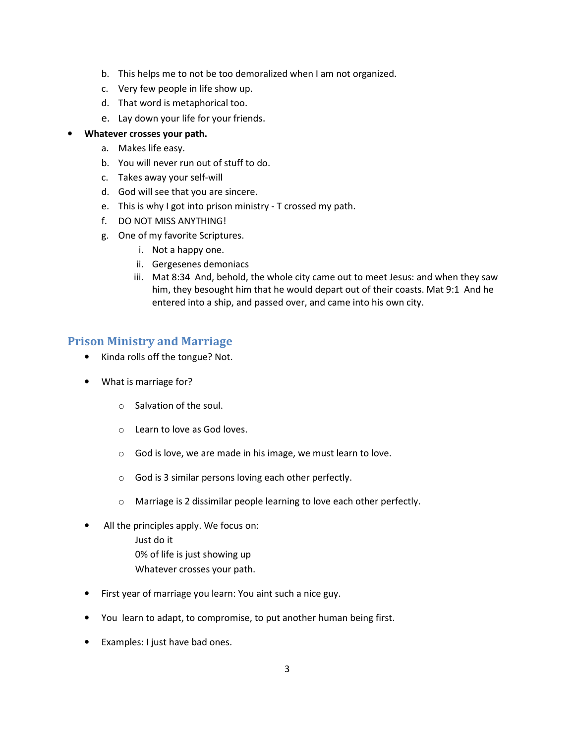b. This helps me to not be too demoralized when I am not organized.
c. Very few people in life show up.
d. That word is metaphorical too.
e. Lay down your life for your friends.

- **Whatever crosses your path.**
  a. Makes life easy.
  b. You will never run out of stuff to do.
  c. Takes away your self-will
  d. God will see that you are sincere.
  e. This is why I got into prison ministry - T crossed my path.
  f. DO NOT MISS ANYTHING!
  g. One of my favorite Scriptures.
     i. Not a happy one.
     ii. Gergesenes demoniacs
     iii. Mat 8:34 And, behold, the whole city came out to meet Jesus: and when they saw him, they besought him that he would depart out of their coasts. Mat 9:1 And he entered into a ship, and passed over, and came into his own city.

## Prison Ministry and Marriage

- Kinda rolls off the tongue? Not.
- What is marriage for?
  - Salvation of the soul.
  - Learn to love as God loves.
  - God is love, we are made in his image, we must learn to love.
  - God is 3 similar persons loving each other perfectly.
  - Marriage is 2 dissimilar people learning to love each other perfectly.
- All the principles apply. We focus on:

  Just do it

  0% of life is just showing up

  Whatever crosses your path.
- First year of marriage you learn: You aint such a nice guy.
- You learn to adapt, to compromise, to put another human being first.
- Examples: I just have bad ones.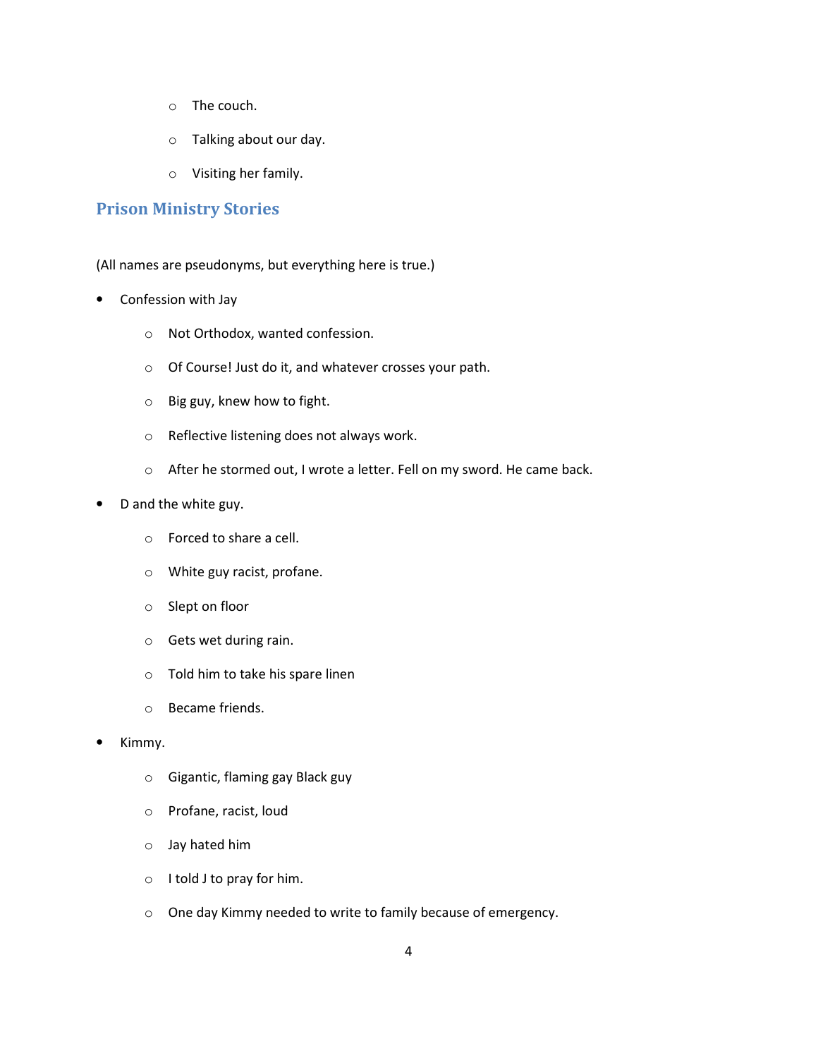- The couch.
- Talking about our day.
- Visiting her family.

## Prison Ministry Stories

(All names are pseudonyms, but everything here is true.)

- Confession with Jay
  - Not Orthodox, wanted confession.
  - Of Course! Just do it, and whatever crosses your path.
  - Big guy, knew how to fight.
  - Reflective listening does not always work.
  - After he stormed out, I wrote a letter. Fell on my sword. He came back.
- D and the white guy.
  - Forced to share a cell.
  - White guy racist, profane.
  - Slept on floor
  - Gets wet during rain.
  - Told him to take his spare linen
  - Became friends.
- Kimmy.
  - Gigantic, flaming gay Black guy
  - Profane, racist, loud
  - Jay hated him
  - I told J to pray for him.
  - One day Kimmy needed to write to family because of emergency.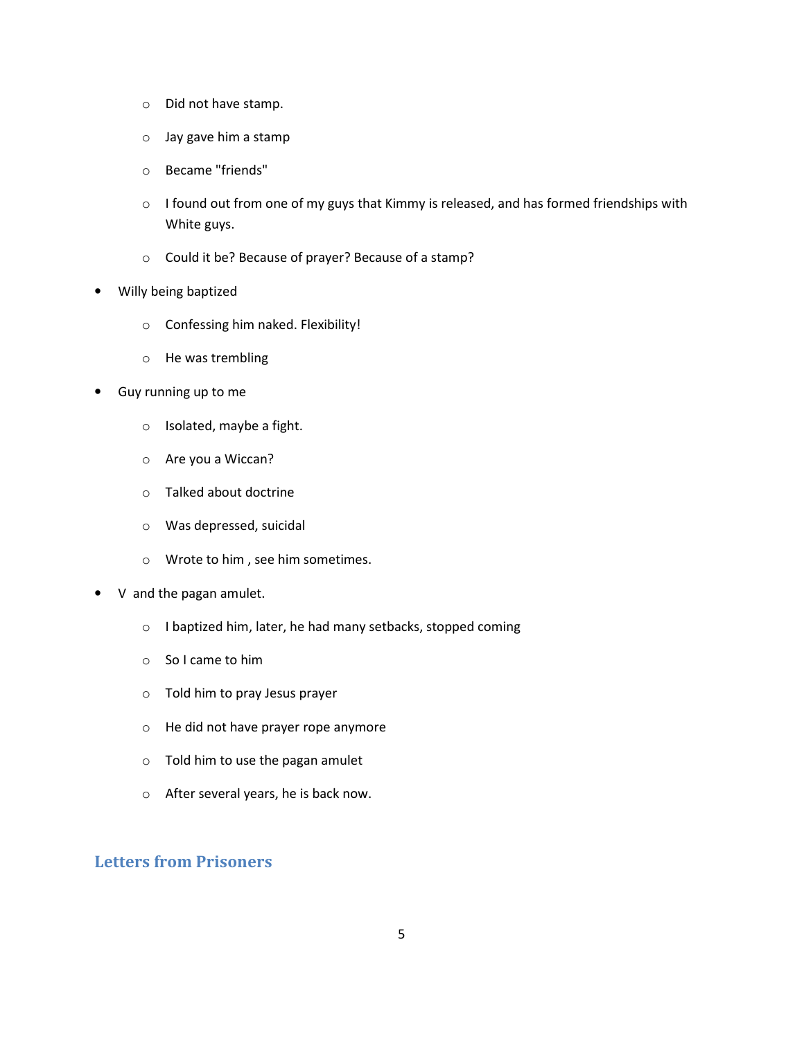- Did not have stamp.
  - Jay gave him a stamp
  - Became "friends"
  - I found out from one of my guys that Kimmy is released, and has formed friendships with White guys.
  - Could it be? Because of prayer? Because of a stamp?

- Willy being baptized
  - Confessing him naked. Flexibility!
  - He was trembling

- Guy running up to me
  - Isolated, maybe a fight.
  - Are you a Wiccan?
  - Talked about doctrine
  - Was depressed, suicidal
  - Wrote to him , see him sometimes.

- V  and the pagan amulet.
  - I baptized him, later, he had many setbacks, stopped coming
  - So I came to him
  - Told him to pray Jesus prayer
  - He did not have prayer rope anymore
  - Told him to use the pagan amulet
  - After several years, he is back now.

## Letters from Prisoners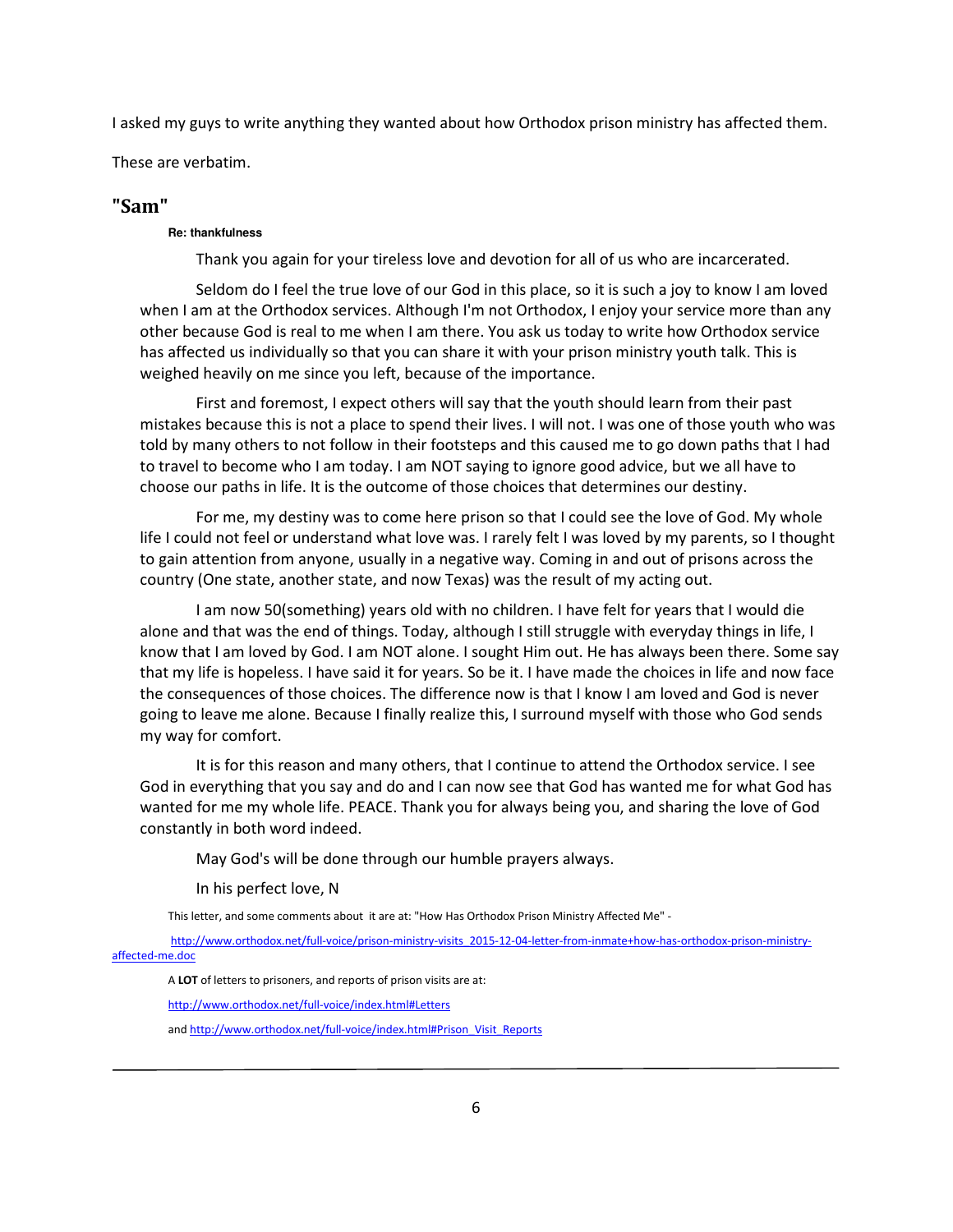I asked my guys to write anything they wanted about how Orthodox prison ministry has affected them.

These are verbatim.

## "Sam"

**Re: thankfulness**

Thank you again for your tireless love and devotion for all of us who are incarcerated.

Seldom do I feel the true love of our God in this place, so it is such a joy to know I am loved when I am at the Orthodox services. Although I'm not Orthodox, I enjoy your service more than any other because God is real to me when I am there. You ask us today to write how Orthodox service has affected us individually so that you can share it with your prison ministry youth talk. This is weighed heavily on me since you left, because of the importance.

First and foremost, I expect others will say that the youth should learn from their past mistakes because this is not a place to spend their lives. I will not. I was one of those youth who was told by many others to not follow in their footsteps and this caused me to go down paths that I had to travel to become who I am today. I am NOT saying to ignore good advice, but we all have to choose our paths in life. It is the outcome of those choices that determines our destiny.

For me, my destiny was to come here prison so that I could see the love of God. My whole life I could not feel or understand what love was. I rarely felt I was loved by my parents, so I thought to gain attention from anyone, usually in a negative way. Coming in and out of prisons across the country (One state, another state, and now Texas) was the result of my acting out.

I am now 50(something) years old with no children. I have felt for years that I would die alone and that was the end of things. Today, although I still struggle with everyday things in life, I know that I am loved by God. I am NOT alone. I sought Him out. He has always been there. Some say that my life is hopeless. I have said it for years. So be it. I have made the choices in life and now face the consequences of those choices. The difference now is that I know I am loved and God is never going to leave me alone. Because I finally realize this, I surround myself with those who God sends my way for comfort.

It is for this reason and many others, that I continue to attend the Orthodox service. I see God in everything that you say and do and I can now see that God has wanted me for what God has wanted for me my whole life. PEACE. Thank you for always being you, and sharing the love of God constantly in both word indeed.

May God's will be done through our humble prayers always.

In his perfect love, N

This letter, and some comments about it are at: "How Has Orthodox Prison Ministry Affected Me" -

http://www.orthodox.net/full-voice/prison-ministry-visits_2015-12-04-letter-from-inmate+how-has-orthodox-prison-ministry-affected-me.doc

A **LOT** of letters to prisoners, and reports of prison visits are at:

http://www.orthodox.net/full-voice/index.html#Letters

and http://www.orthodox.net/full-voice/index.html#Prison_Visit_Reports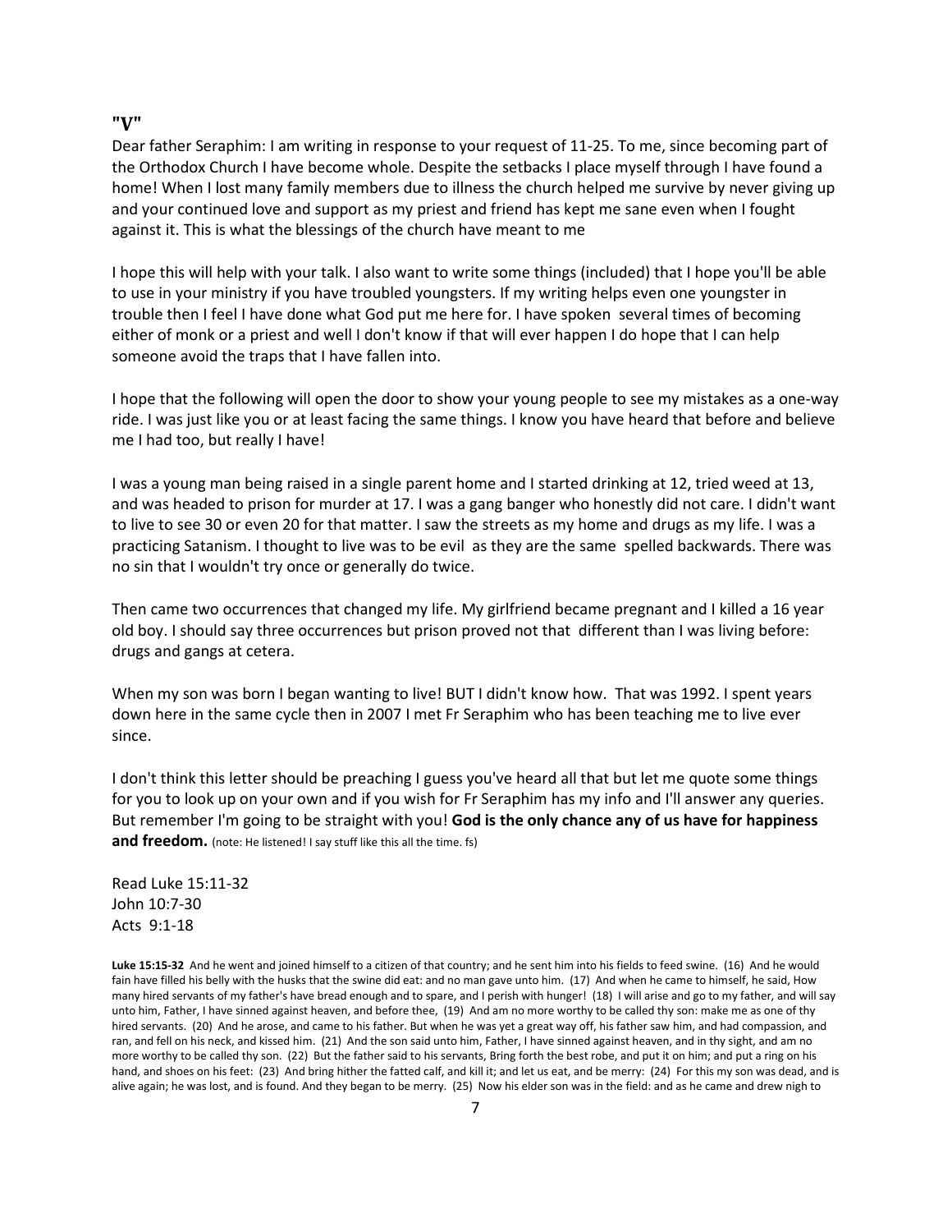**"V"**

Dear father Seraphim: I am writing in response to your request of 11-25. To me, since becoming part of the Orthodox Church I have become whole. Despite the setbacks I place myself through I have found a home! When I lost many family members due to illness the church helped me survive by never giving up and your continued love and support as my priest and friend has kept me sane even when I fought against it. This is what the blessings of the church have meant to me

I hope this will help with your talk. I also want to write some things (included) that I hope you'll be able to use in your ministry if you have troubled youngsters. If my writing helps even one youngster in trouble then I feel I have done what God put me here for. I have spoken several times of becoming either of monk or a priest and well I don't know if that will ever happen I do hope that I can help someone avoid the traps that I have fallen into.

I hope that the following will open the door to show your young people to see my mistakes as a one-way ride. I was just like you or at least facing the same things. I know you have heard that before and believe me I had too, but really I have!

I was a young man being raised in a single parent home and I started drinking at 12, tried weed at 13, and was headed to prison for murder at 17. I was a gang banger who honestly did not care. I didn't want to live to see 30 or even 20 for that matter. I saw the streets as my home and drugs as my life. I was a practicing Satanism. I thought to live was to be evil as they are the same spelled backwards. There was no sin that I wouldn't try once or generally do twice.

Then came two occurrences that changed my life. My girlfriend became pregnant and I killed a 16 year old boy. I should say three occurrences but prison proved not that different than I was living before: drugs and gangs at cetera.

When my son was born I began wanting to live! BUT I didn't know how. That was 1992. I spent years down here in the same cycle then in 2007 I met Fr Seraphim who has been teaching me to live ever since.

I don't think this letter should be preaching I guess you've heard all that but let me quote some things for you to look up on your own and if you wish for Fr Seraphim has my info and I'll answer any queries. But remember I'm going to be straight with you! **God is the only chance any of us have for happiness and freedom.** (note: He listened! I say stuff like this all the time. fs)

Read Luke 15:11-32
John 10:7-30
Acts 9:1-18

**Luke 15:15-32** And he went and joined himself to a citizen of that country; and he sent him into his fields to feed swine. (16) And he would fain have filled his belly with the husks that the swine did eat: and no man gave unto him. (17) And when he came to himself, he said, How many hired servants of my father's have bread enough and to spare, and I perish with hunger! (18) I will arise and go to my father, and will say unto him, Father, I have sinned against heaven, and before thee, (19) And am no more worthy to be called thy son: make me as one of thy hired servants. (20) And he arose, and came to his father. But when he was yet a great way off, his father saw him, and had compassion, and ran, and fell on his neck, and kissed him. (21) And the son said unto him, Father, I have sinned against heaven, and in thy sight, and am no more worthy to be called thy son. (22) But the father said to his servants, Bring forth the best robe, and put it on him; and put a ring on his hand, and shoes on his feet: (23) And bring hither the fatted calf, and kill it; and let us eat, and be merry: (24) For this my son was dead, and is alive again; he was lost, and is found. And they began to be merry. (25) Now his elder son was in the field: and as he came and drew nigh to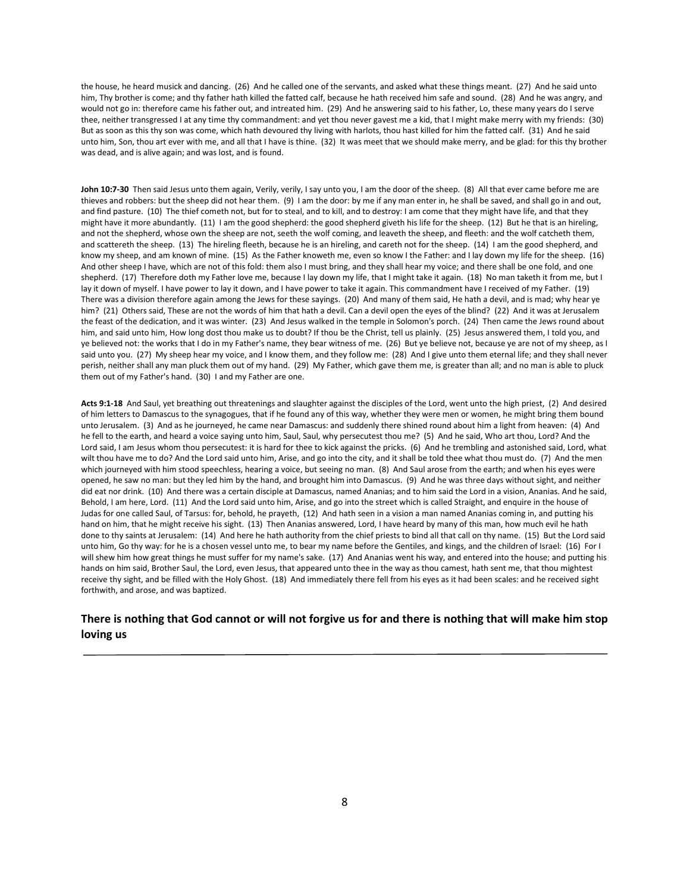the house, he heard musick and dancing. (26) And he called one of the servants, and asked what these things meant. (27) And he said unto him, Thy brother is come; and thy father hath killed the fatted calf, because he hath received him safe and sound. (28) And he was angry, and would not go in: therefore came his father out, and intreated him. (29) And he answering said to his father, Lo, these many years do I serve thee, neither transgressed I at any time thy commandment: and yet thou never gavest me a kid, that I might make merry with my friends: (30) But as soon as this thy son was come, which hath devoured thy living with harlots, thou hast killed for him the fatted calf. (31) And he said unto him, Son, thou art ever with me, and all that I have is thine. (32) It was meet that we should make merry, and be glad: for this thy brother was dead, and is alive again; and was lost, and is found.

**John 10:7-30** Then said Jesus unto them again, Verily, verily, I say unto you, I am the door of the sheep. (8) All that ever came before me are thieves and robbers: but the sheep did not hear them. (9) I am the door: by me if any man enter in, he shall be saved, and shall go in and out, and find pasture. (10) The thief cometh not, but for to steal, and to kill, and to destroy: I am come that they might have life, and that they might have it more abundantly. (11) I am the good shepherd: the good shepherd giveth his life for the sheep. (12) But he that is an hireling, and not the shepherd, whose own the sheep are not, seeth the wolf coming, and leaveth the sheep, and fleeth: and the wolf catcheth them, and scattereth the sheep. (13) The hireling fleeth, because he is an hireling, and careth not for the sheep. (14) I am the good shepherd, and know my sheep, and am known of mine. (15) As the Father knoweth me, even so know I the Father: and I lay down my life for the sheep. (16) And other sheep I have, which are not of this fold: them also I must bring, and they shall hear my voice; and there shall be one fold, and one shepherd. (17) Therefore doth my Father love me, because I lay down my life, that I might take it again. (18) No man taketh it from me, but I lay it down of myself. I have power to lay it down, and I have power to take it again. This commandment have I received of my Father. (19) There was a division therefore again among the Jews for these sayings. (20) And many of them said, He hath a devil, and is mad; why hear ye him? (21) Others said, These are not the words of him that hath a devil. Can a devil open the eyes of the blind? (22) And it was at Jerusalem the feast of the dedication, and it was winter. (23) And Jesus walked in the temple in Solomon's porch. (24) Then came the Jews round about him, and said unto him, How long dost thou make us to doubt? If thou be the Christ, tell us plainly. (25) Jesus answered them, I told you, and ye believed not: the works that I do in my Father's name, they bear witness of me. (26) But ye believe not, because ye are not of my sheep, as I said unto you. (27) My sheep hear my voice, and I know them, and they follow me: (28) And I give unto them eternal life; and they shall never perish, neither shall any man pluck them out of my hand. (29) My Father, which gave them me, is greater than all; and no man is able to pluck them out of my Father's hand. (30) I and my Father are one.

**Acts 9:1-18** And Saul, yet breathing out threatenings and slaughter against the disciples of the Lord, went unto the high priest, (2) And desired of him letters to Damascus to the synagogues, that if he found any of this way, whether they were men or women, he might bring them bound unto Jerusalem. (3) And as he journeyed, he came near Damascus: and suddenly there shined round about him a light from heaven: (4) And he fell to the earth, and heard a voice saying unto him, Saul, Saul, why persecutest thou me? (5) And he said, Who art thou, Lord? And the Lord said, I am Jesus whom thou persecutest: it is hard for thee to kick against the pricks. (6) And he trembling and astonished said, Lord, what wilt thou have me to do? And the Lord said unto him, Arise, and go into the city, and it shall be told thee what thou must do. (7) And the men which journeyed with him stood speechless, hearing a voice, but seeing no man. (8) And Saul arose from the earth; and when his eyes were opened, he saw no man: but they led him by the hand, and brought him into Damascus. (9) And he was three days without sight, and neither did eat nor drink. (10) And there was a certain disciple at Damascus, named Ananias; and to him said the Lord in a vision, Ananias. And he said, Behold, I am here, Lord. (11) And the Lord said unto him, Arise, and go into the street which is called Straight, and enquire in the house of Judas for one called Saul, of Tarsus: for, behold, he prayeth, (12) And hath seen in a vision a man named Ananias coming in, and putting his hand on him, that he might receive his sight. (13) Then Ananias answered, Lord, I have heard by many of this man, how much evil he hath done to thy saints at Jerusalem: (14) And here he hath authority from the chief priests to bind all that call on thy name. (15) But the Lord said unto him, Go thy way: for he is a chosen vessel unto me, to bear my name before the Gentiles, and kings, and the children of Israel: (16) For I will shew him how great things he must suffer for my name's sake. (17) And Ananias went his way, and entered into the house; and putting his hands on him said, Brother Saul, the Lord, even Jesus, that appeared unto thee in the way as thou camest, hath sent me, that thou mightest receive thy sight, and be filled with the Holy Ghost. (18) And immediately there fell from his eyes as it had been scales: and he received sight forthwith, and arose, and was baptized.

## There is nothing that God cannot or will not forgive us for and there is nothing that will make him stop loving us

---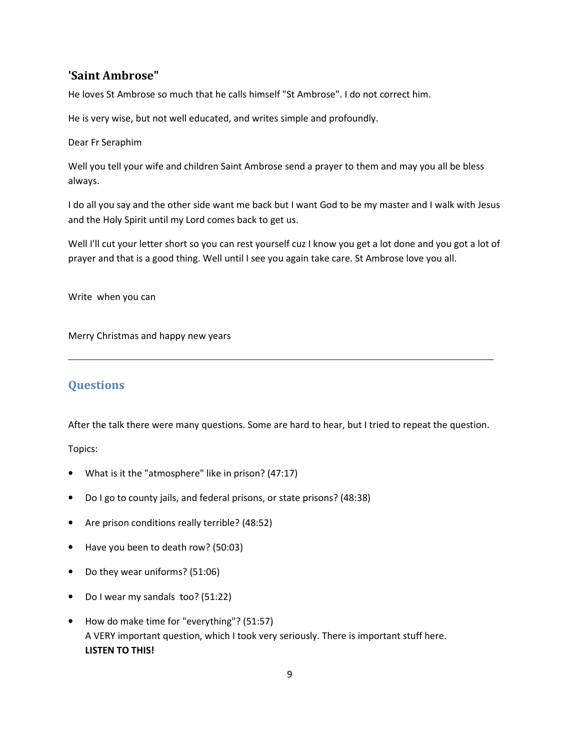## 'Saint Ambrose"

He loves St Ambrose so much that he calls himself "St Ambrose". I do not correct him.

He is very wise, but not well educated, and writes simple and profoundly.

Dear Fr Seraphim

Well you tell your wife and children Saint Ambrose send a prayer to them and may you all be bless always.

I do all you say and the other side want me back but I want God to be my master and I walk with Jesus and the Holy Spirit until my Lord comes back to get us.

Well I'll cut your letter short so you can rest yourself cuz I know you get a lot done and you got a lot of prayer and that is a good thing. Well until I see you again take care. St Ambrose love you all.

Write when you can

Merry Christmas and happy new years

---

## Questions

After the talk there were many questions. Some are hard to hear, but I tried to repeat the question.

Topics:

- What is it the "atmosphere" like in prison? (47:17)
- Do I go to county jails, and federal prisons, or state prisons? (48:38)
- Are prison conditions really terrible? (48:52)
- Have you been to death row? (50:03)
- Do they wear uniforms? (51:06)
- Do I wear my sandals too? (51:22)
- How do make time for "everything"? (51:57)
  A VERY important question, which I took very seriously. There is important stuff here.
  **LISTEN TO THIS!**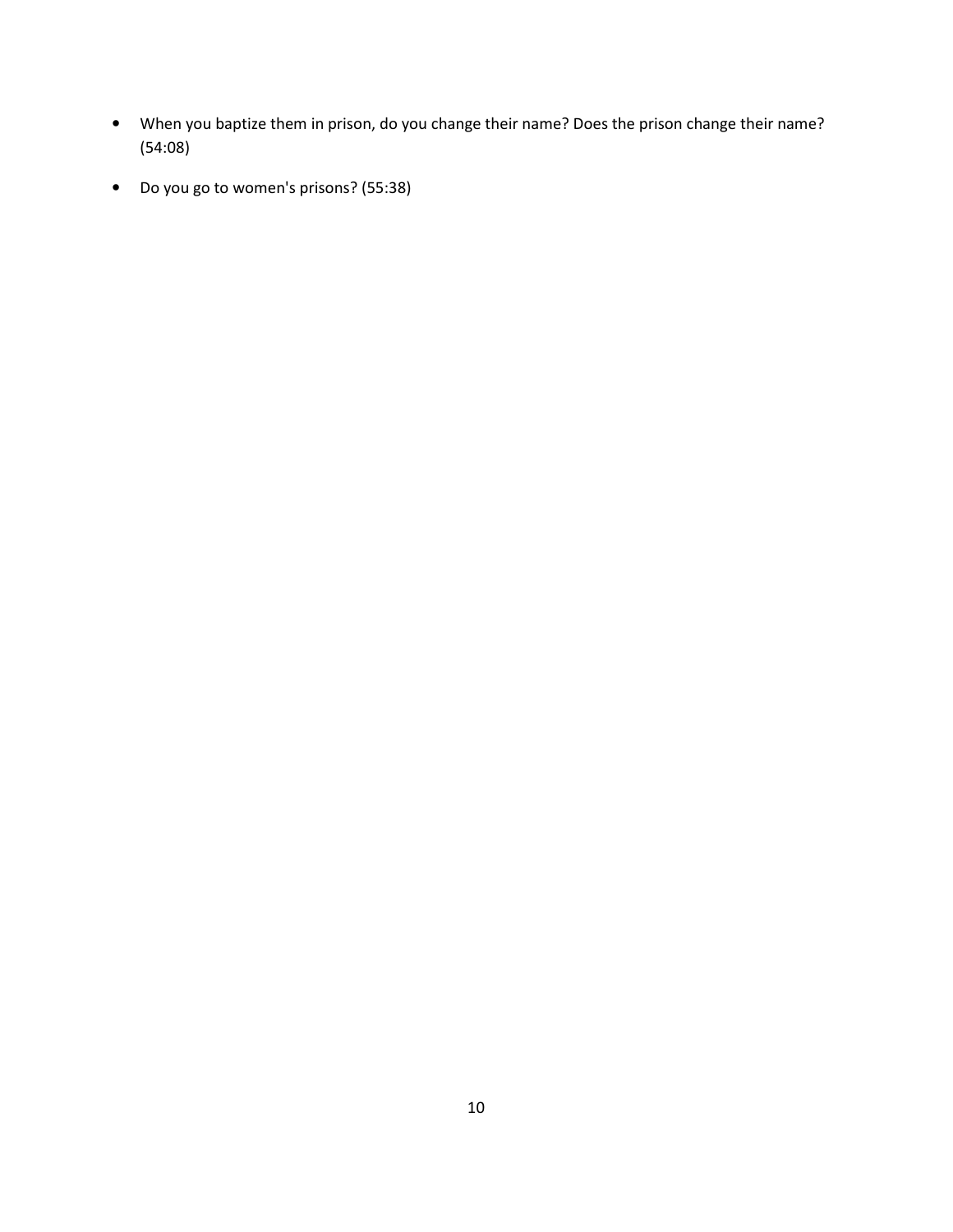- When you baptize them in prison, do you change their name? Does the prison change their name? (54:08)
- Do you go to women's prisons? (55:38)